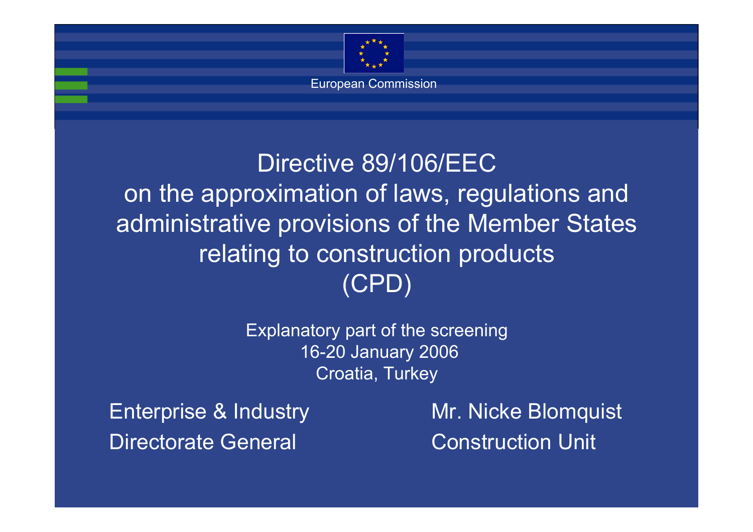European Commission

# Directive 89/106/EEC on the approximation of laws, regulations and administrative provisions of the Member States relating to construction products (CPD)

Explanatory part of the screening
16-20 January 2006
Croatia, Turkey

Enterprise & Industry
Directorate General

Mr. Nicke Blomquist
Construction Unit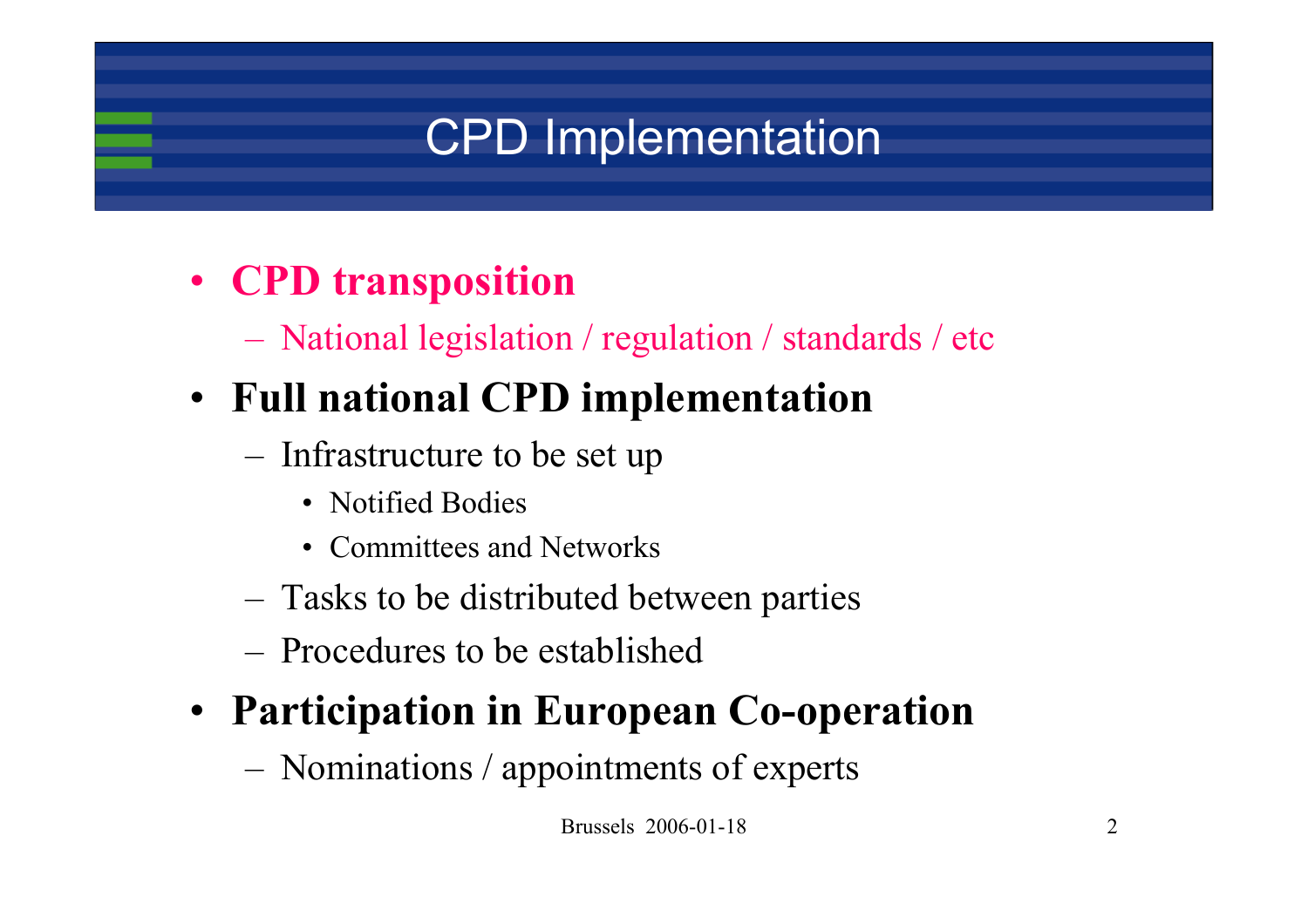# CPD Implementation

- **CPD transposition**
  - National legislation / regulation / standards / etc
- **Full national CPD implementation**
  - Infrastructure to be set up
    - Notified Bodies
    - Committees and Networks
  - Tasks to be distributed between parties
  - Procedures to be established
- **Participation in European Co-operation**
  - Nominations / appointments of experts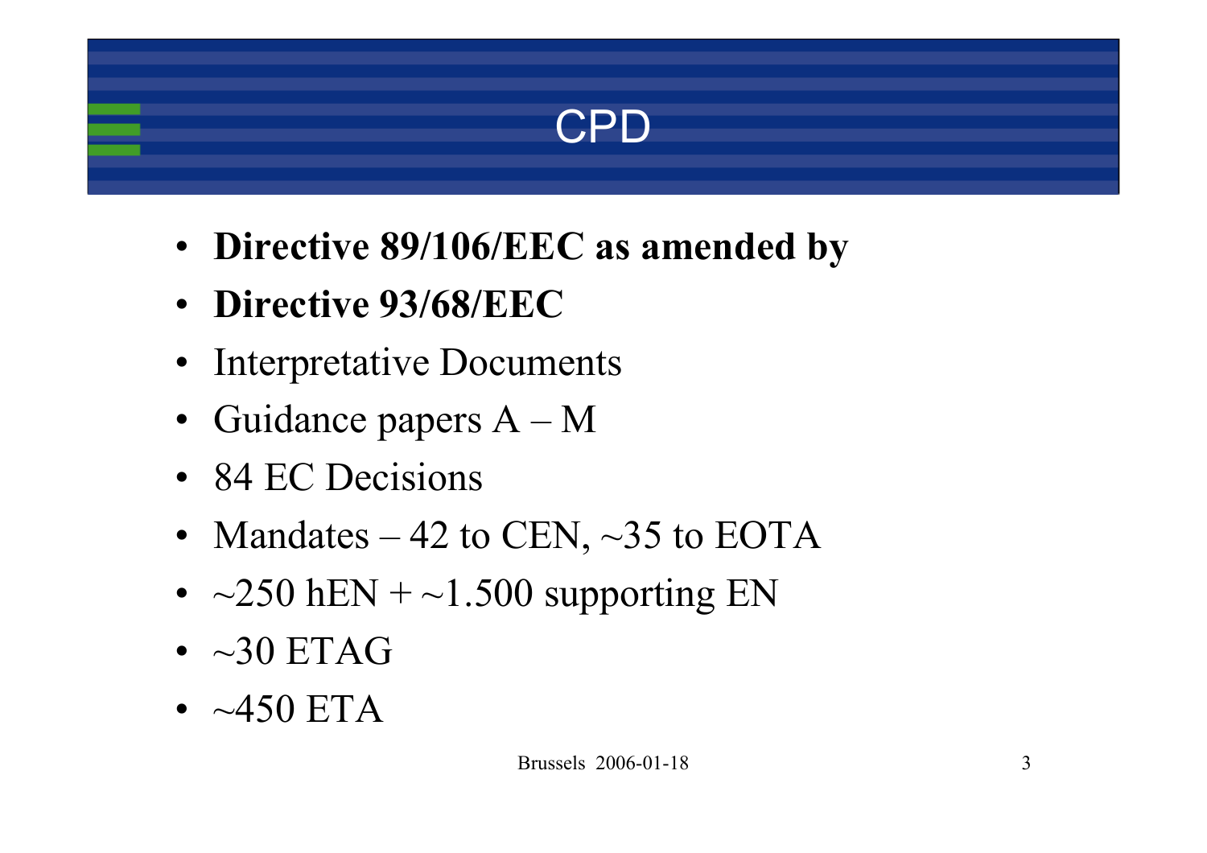# CPD

- **Directive 89/106/EEC as amended by**
- **Directive 93/68/EEC**
- Interpretative Documents
- Guidance papers A – M
- 84 EC Decisions
- Mandates – 42 to CEN, ~35 to EOTA
- ~250 hEN + ~1.500 supporting EN
- ~30 ETAG
- ~450 ETA

Brussels 2006-01-18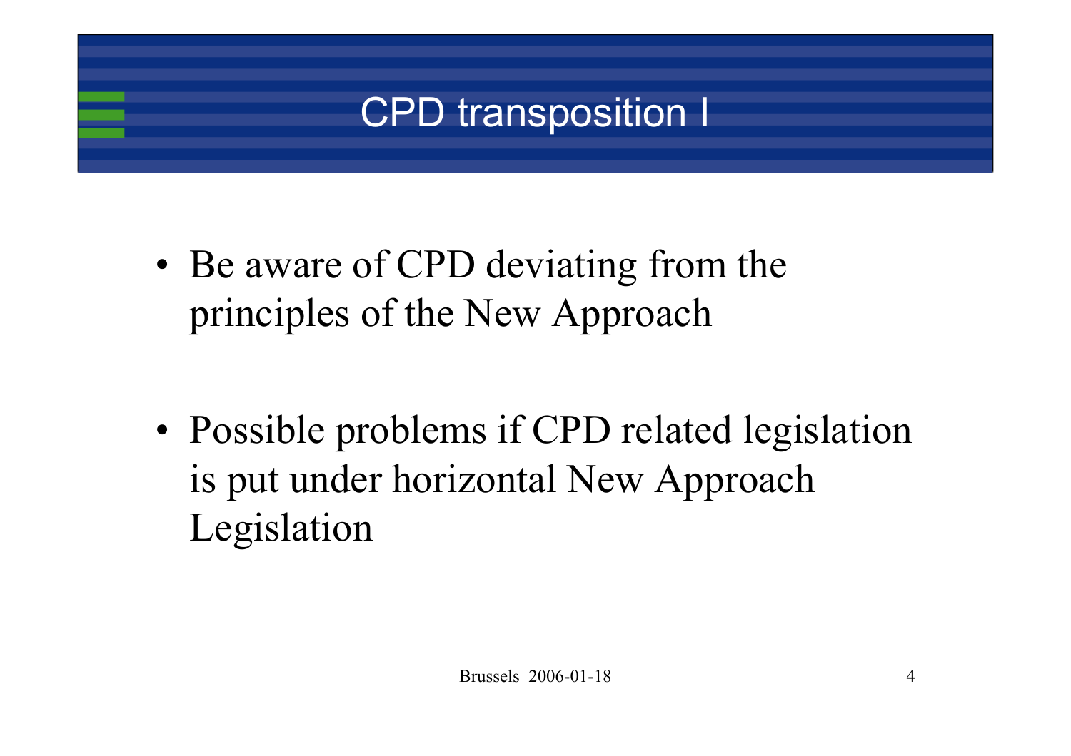# CPD transposition I

- Be aware of CPD deviating from the principles of the New Approach
- Possible problems if CPD related legislation is put under horizontal New Approach Legislation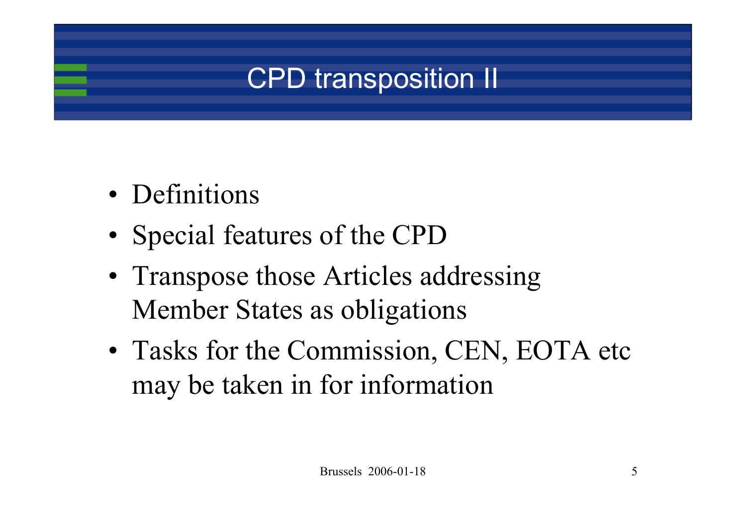# CPD transposition II

- Definitions
- Special features of the CPD
- Transpose those Articles addressing Member States as obligations
- Tasks for the Commission, CEN, EOTA etc may be taken in for information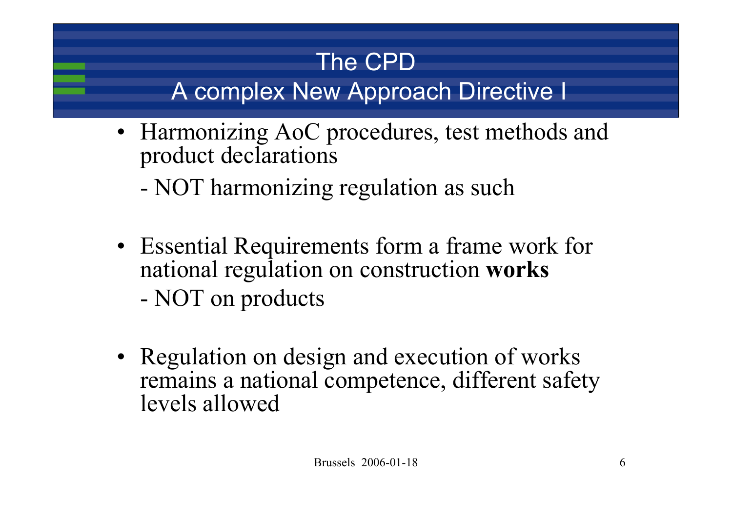# The CPD
## A complex New Approach Directive I

- Harmonizing AoC procedures, test methods and product declarations

  - NOT harmonizing regulation as such

- Essential Requirements form a frame work for national regulation on construction **works**

  - NOT on products

- Regulation on design and execution of works remains a national competence, different safety levels allowed

Brussels 2006-01-18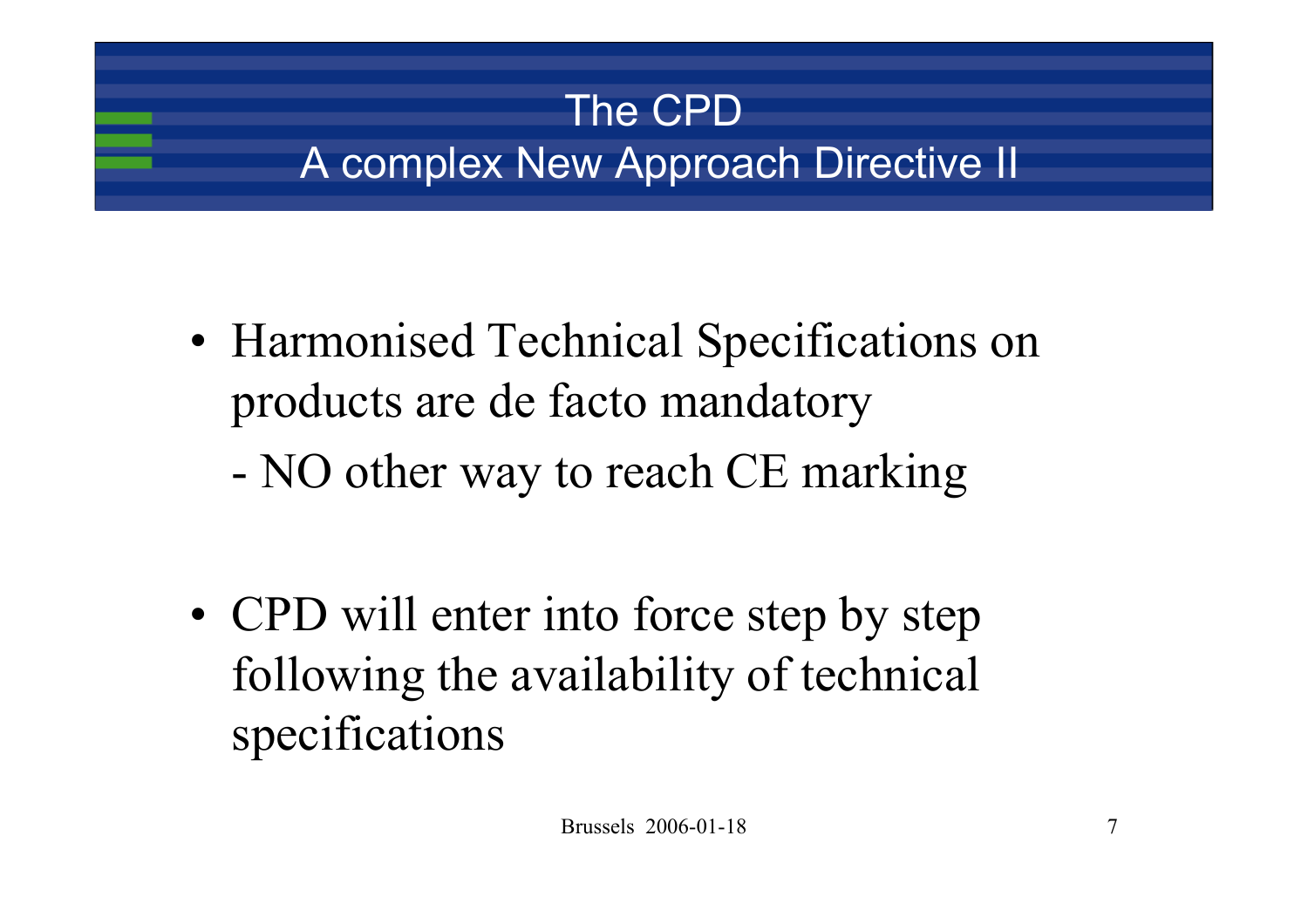# The CPD
## A complex New Approach Directive II

- Harmonised Technical Specifications on products are de facto mandatory
  - NO other way to reach CE marking

- CPD will enter into force step by step following the availability of technical specifications

Brussels 2006-01-18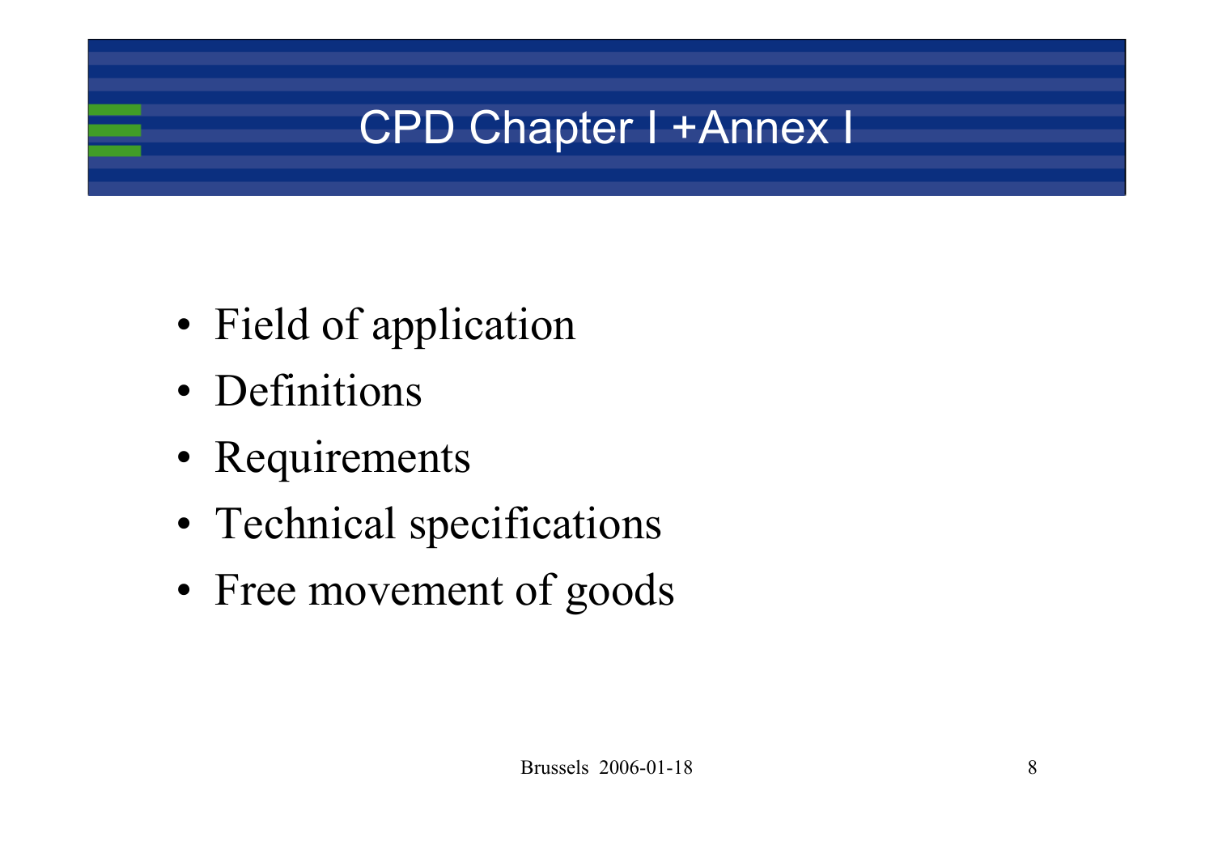# CPD Chapter I +Annex I

- Field of application
- Definitions
- Requirements
- Technical specifications
- Free movement of goods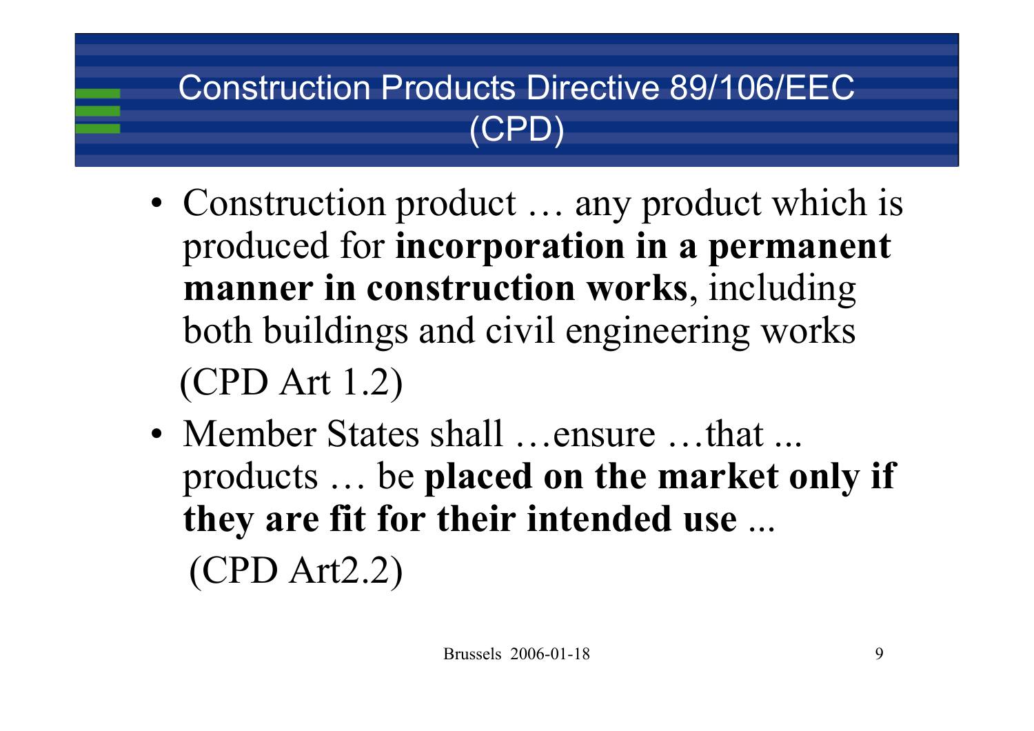# Construction Products Directive 89/106/EEC (CPD)

- Construction product … any product which is produced for **incorporation in a permanent manner in construction works**, including both buildings and civil engineering works (CPD Art 1.2)
- Member States shall …ensure …that ... products … be **placed on the market only if they are fit for their intended use** ... (CPD Art2.2)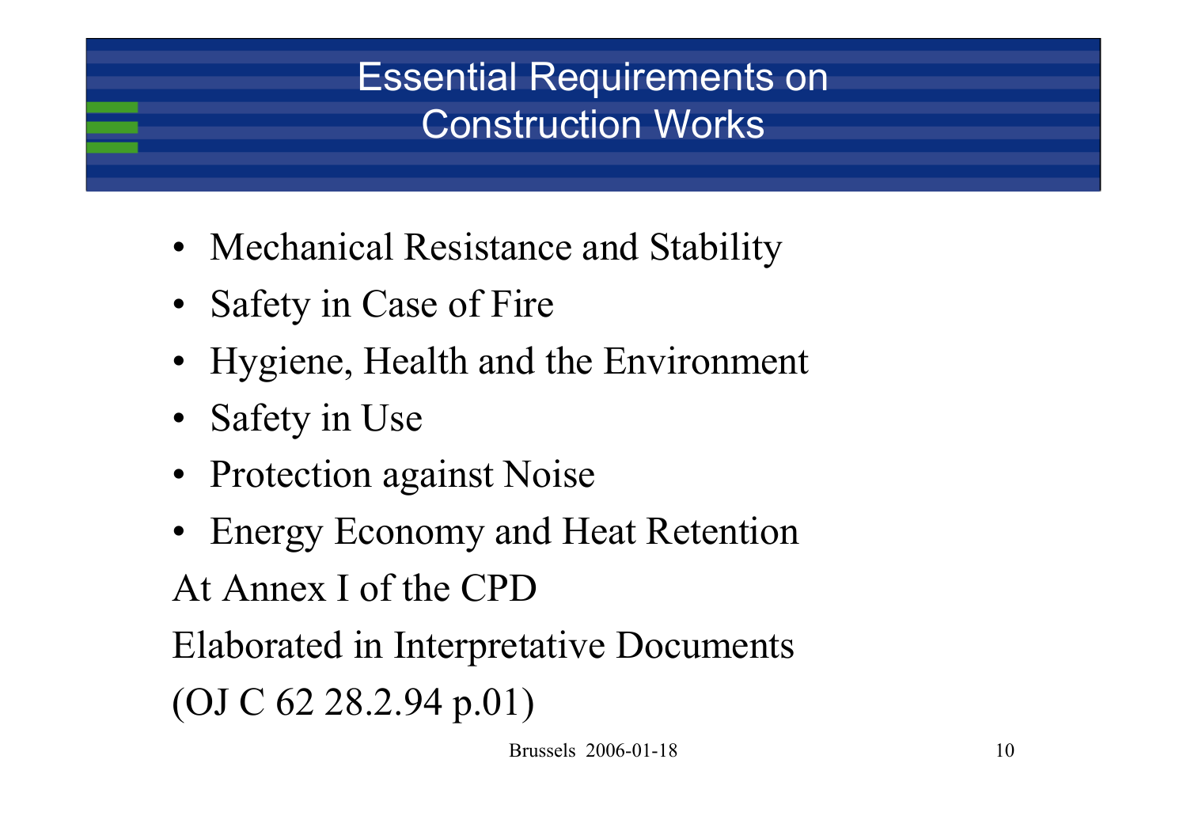# Essential Requirements on Construction Works

- Mechanical Resistance and Stability
- Safety in Case of Fire
- Hygiene, Health and the Environment
- Safety in Use
- Protection against Noise
- Energy Economy and Heat Retention

At Annex I of the CPD

Elaborated in Interpretative Documents

(OJ C 62 28.2.94 p.01)

Brussels 2006-01-18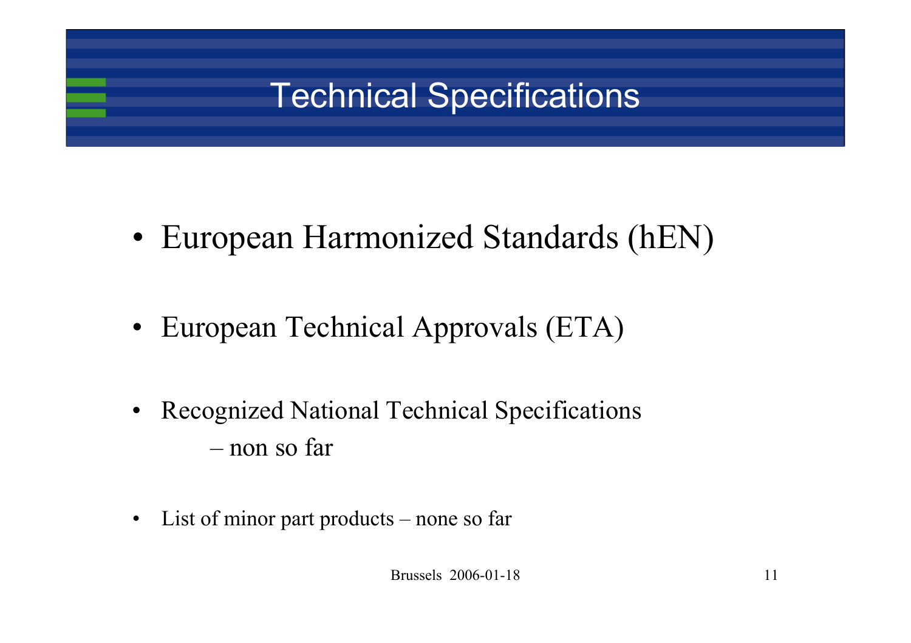# Technical Specifications

- European Harmonized Standards (hEN)
- European Technical Approvals (ETA)
- Recognized National Technical Specifications
  - non so far
- List of minor part products – none so far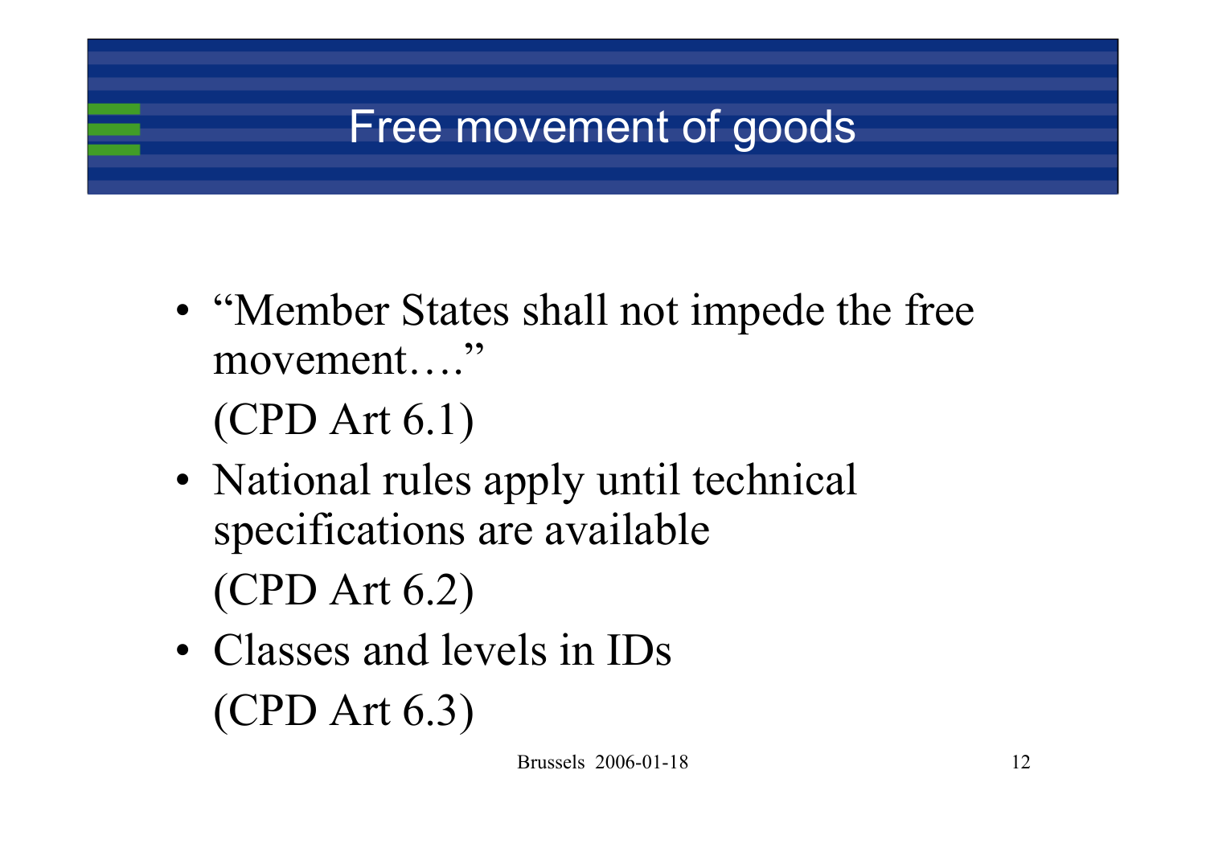# Free movement of goods

- "Member States shall not impede the free movement…."
  (CPD Art 6.1)
- National rules apply until technical specifications are available
  (CPD Art 6.2)
- Classes and levels in IDs
  (CPD Art 6.3)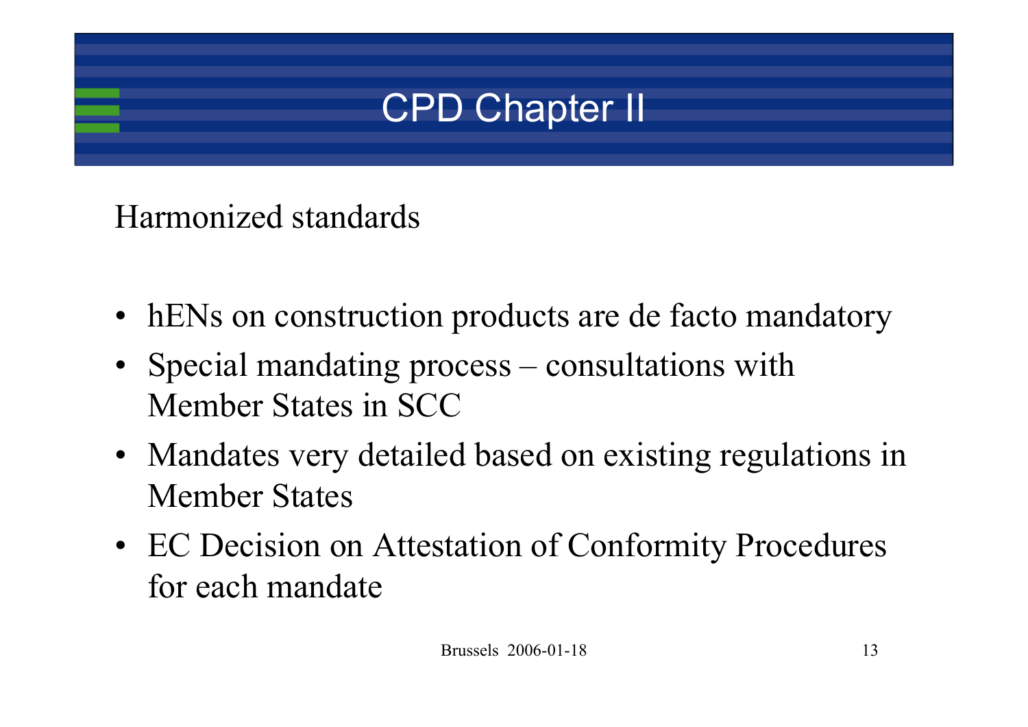# CPD Chapter II

Harmonized standards

- hENs on construction products are de facto mandatory
- Special mandating process – consultations with Member States in SCC
- Mandates very detailed based on existing regulations in Member States
- EC Decision on Attestation of Conformity Procedures for each mandate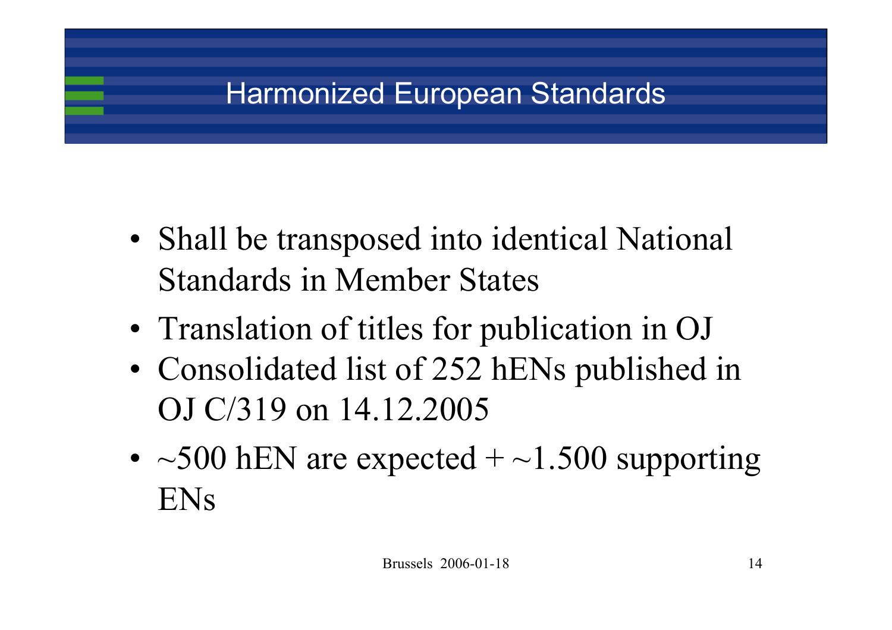# Harmonized European Standards

- Shall be transposed into identical National Standards in Member States
- Translation of titles for publication in OJ
- Consolidated list of 252 hENs published in OJ C/319 on 14.12.2005
- ~500 hEN are expected + ~1.500 supporting ENs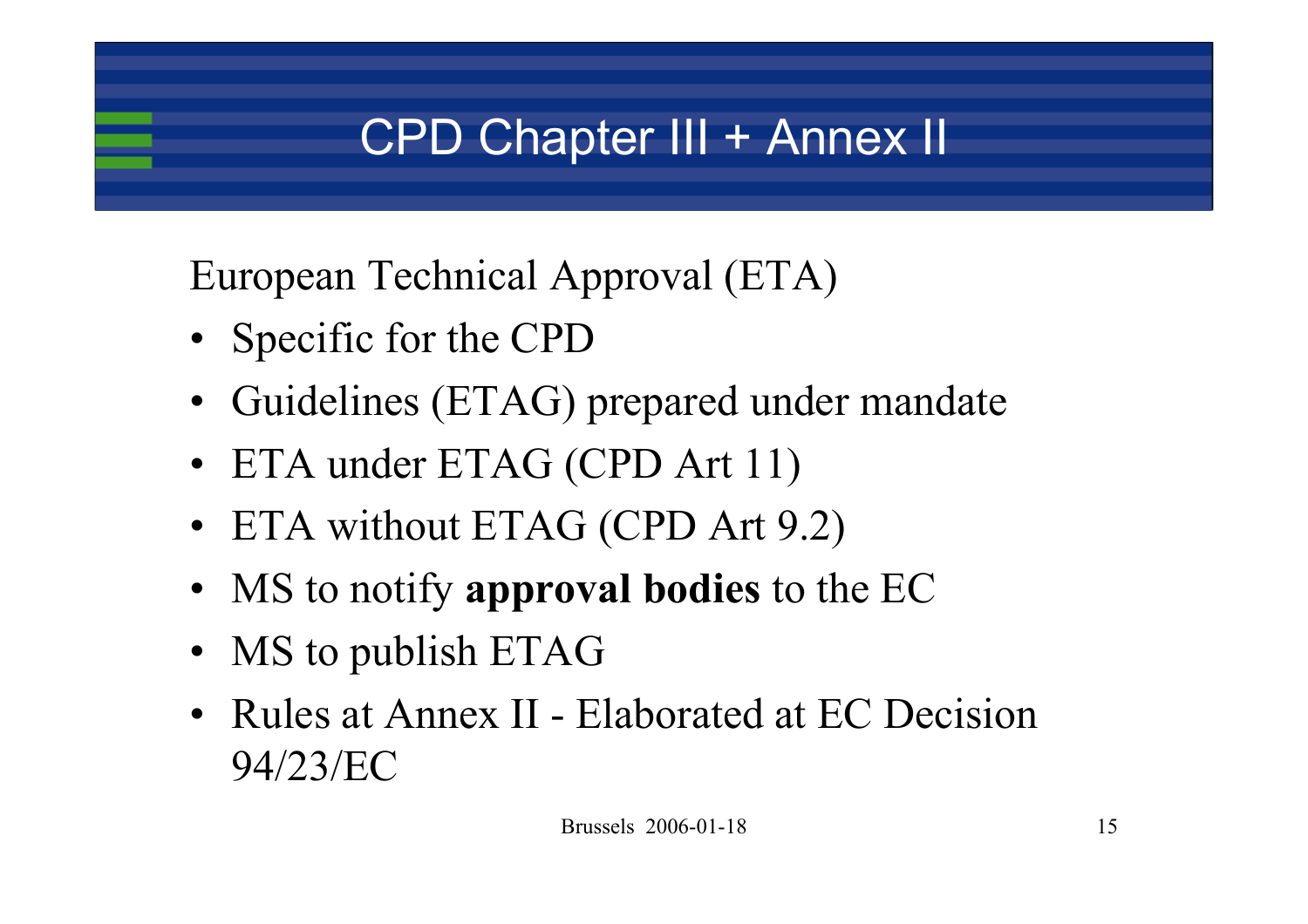# CPD Chapter III + Annex II

European Technical Approval (ETA)

- Specific for the CPD
- Guidelines (ETAG) prepared under mandate
- ETA under ETAG (CPD Art 11)
- ETA without ETAG (CPD Art 9.2)
- MS to notify **approval bodies** to the EC
- MS to publish ETAG
- Rules at Annex II - Elaborated at EC Decision 94/23/EC

Brussels 2006-01-18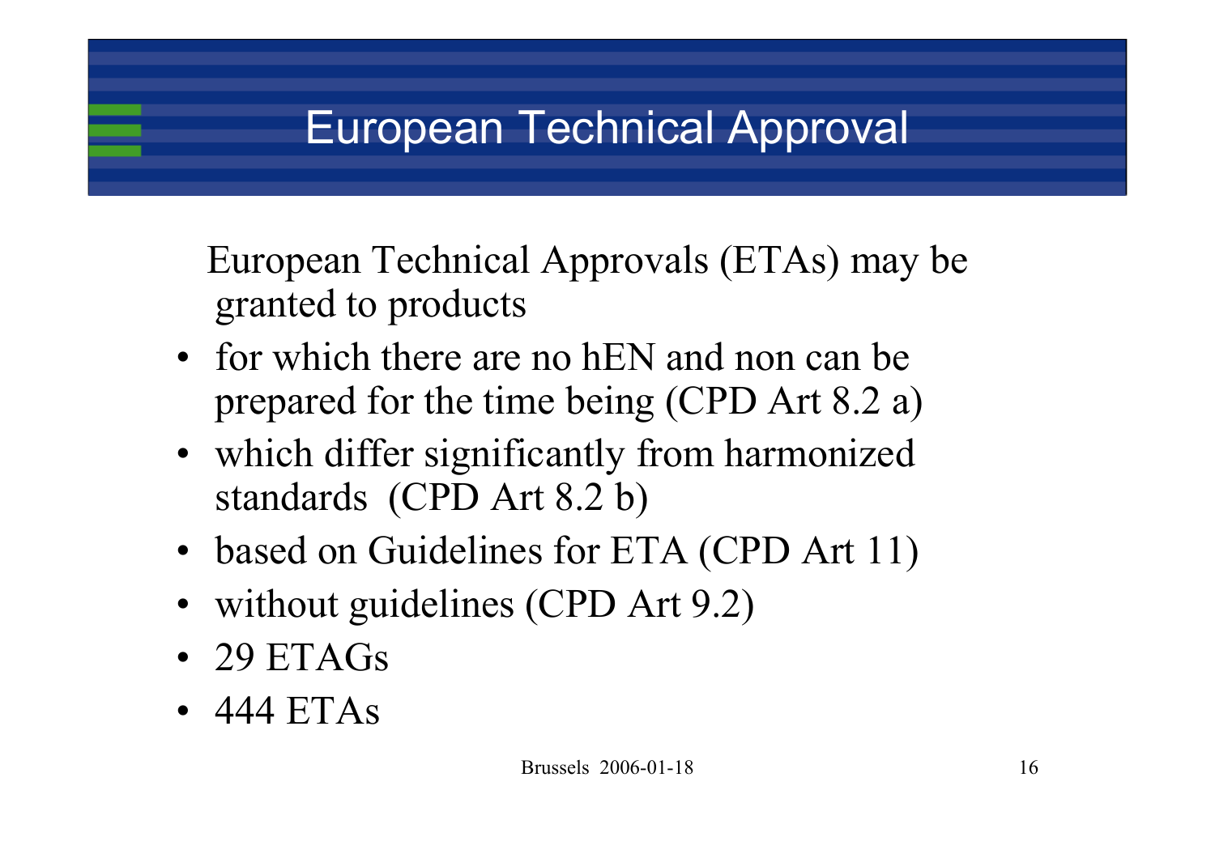# European Technical Approval

European Technical Approvals (ETAs) may be granted to products

- for which there are no hEN and non can be prepared for the time being (CPD Art 8.2 a)
- which differ significantly from harmonized standards (CPD Art 8.2 b)
- based on Guidelines for ETA (CPD Art 11)
- without guidelines (CPD Art 9.2)
- 29 ETAGs
- 444 ETAs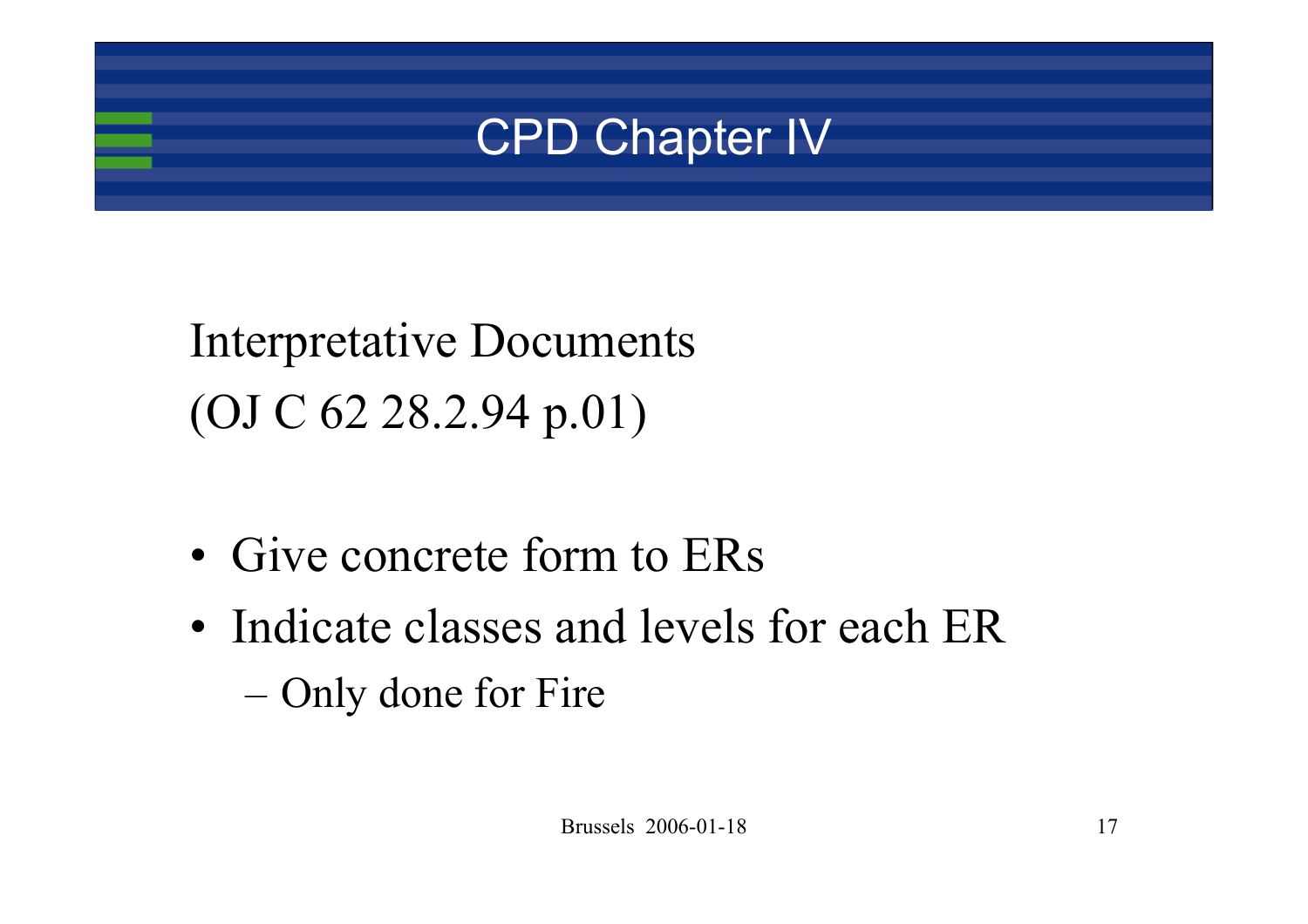# CPD Chapter IV

Interpretative Documents
(OJ C 62 28.2.94 p.01)

- Give concrete form to ERs
- Indicate classes and levels for each ER
  - Only done for Fire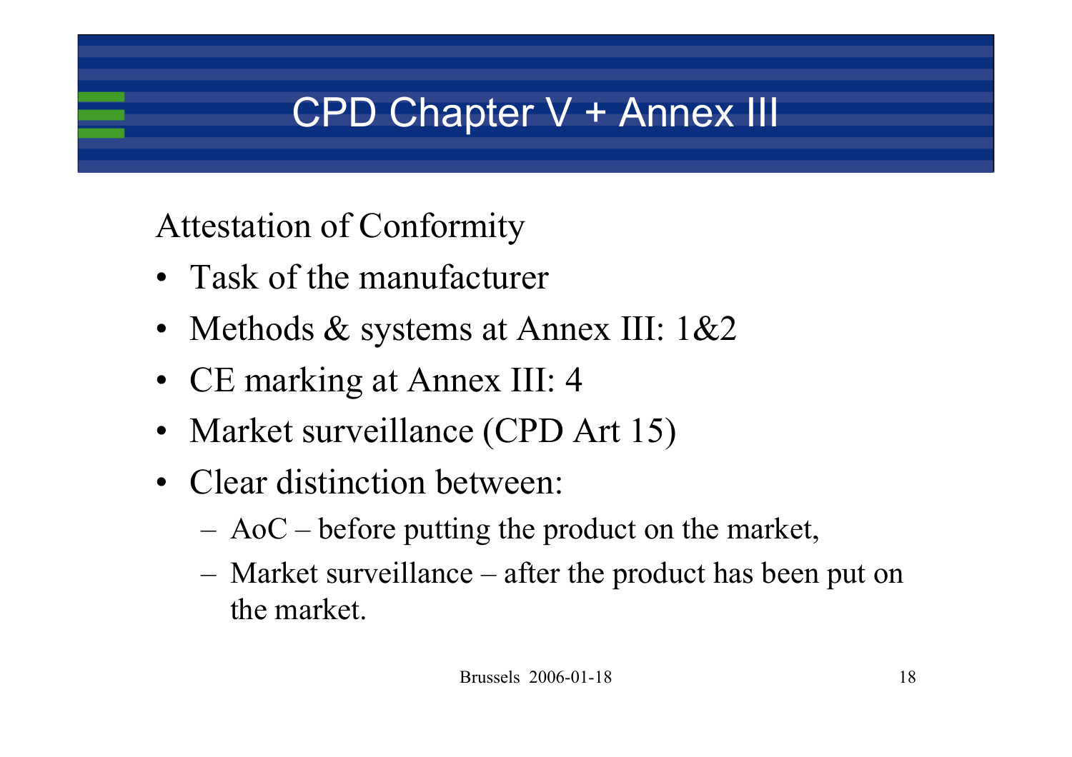# CPD Chapter V + Annex III

Attestation of Conformity

- Task of the manufacturer
- Methods & systems at Annex III: 1&2
- CE marking at Annex III: 4
- Market surveillance (CPD Art 15)
- Clear distinction between:
  - AoC – before putting the product on the market,
  - Market surveillance – after the product has been put on the market.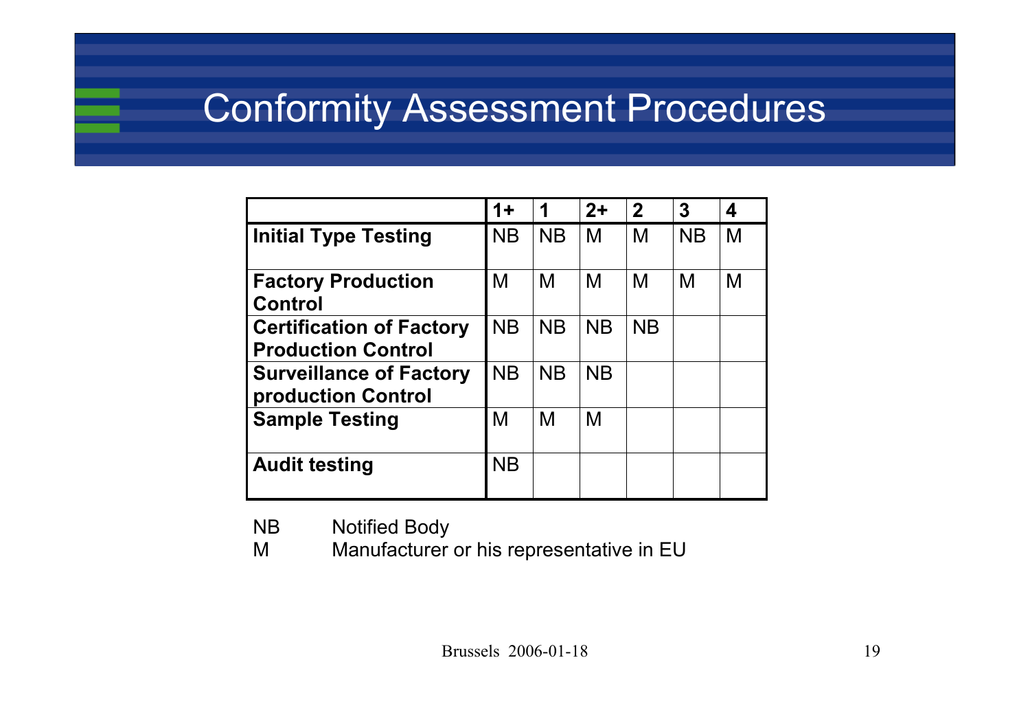# Conformity Assessment Procedures

| | 1+ | 1 | 2+ | 2 | 3 | 4 |
|---|---|---|---|---|---|---|
| **Initial Type Testing** | NB | NB | M | M | NB | M |
| **Factory Production Control** | M | M | M | M | M | M |
| **Certification of Factory Production Control** | NB | NB | NB | NB | | |
| **Surveillance of Factory production Control** | NB | NB | NB | | | |
| **Sample Testing** | M | M | M | | | |
| **Audit testing** | NB | | | | | |

NB Notified Body

M Manufacturer or his representative in EU

Brussels 2006-01-18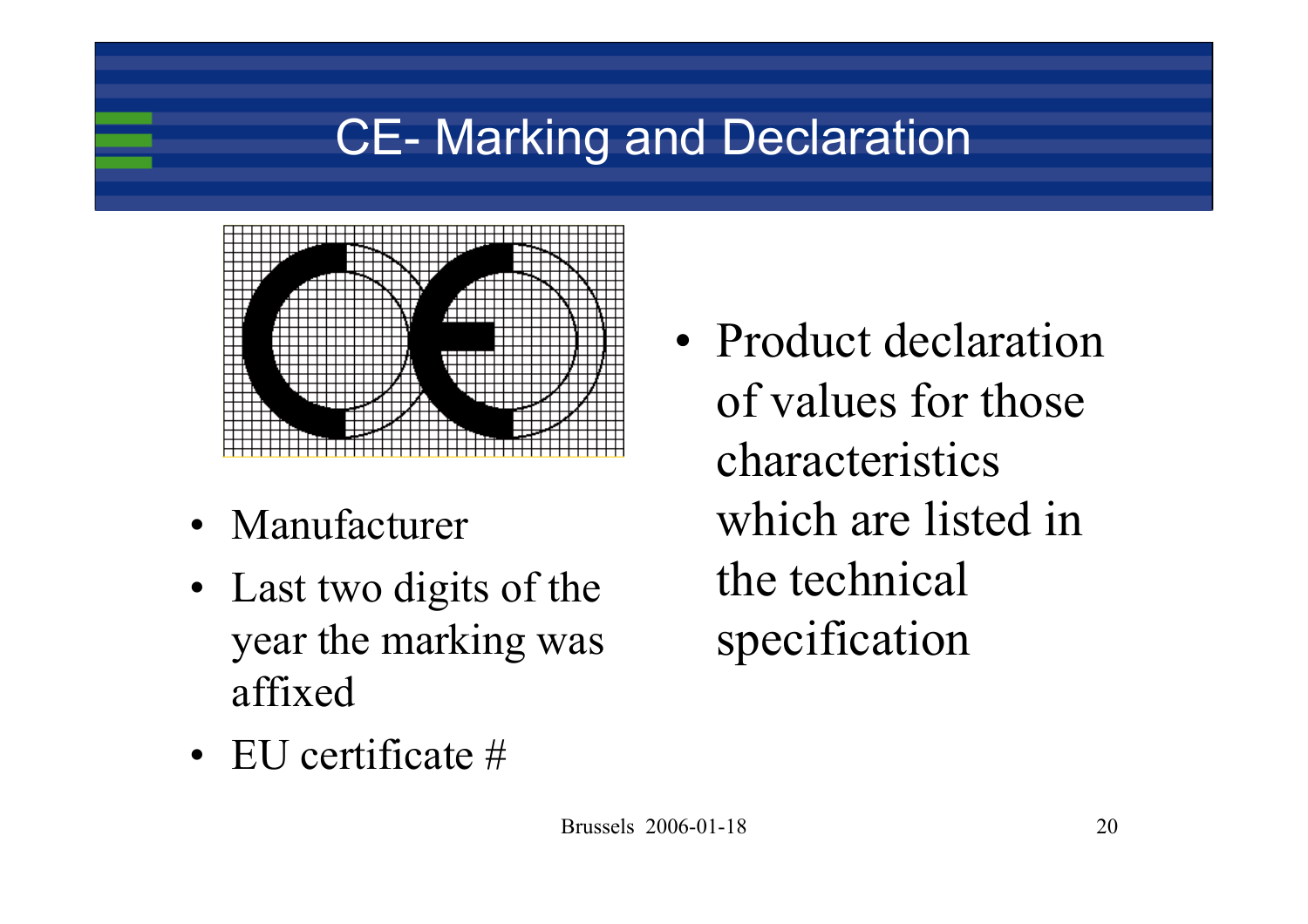# CE- Marking and Declaration

- Manufacturer
- Last two digits of the year the marking was affixed
- EU certificate #

- Product declaration of values for those characteristics which are listed in the technical specification

Brussels 2006-01-18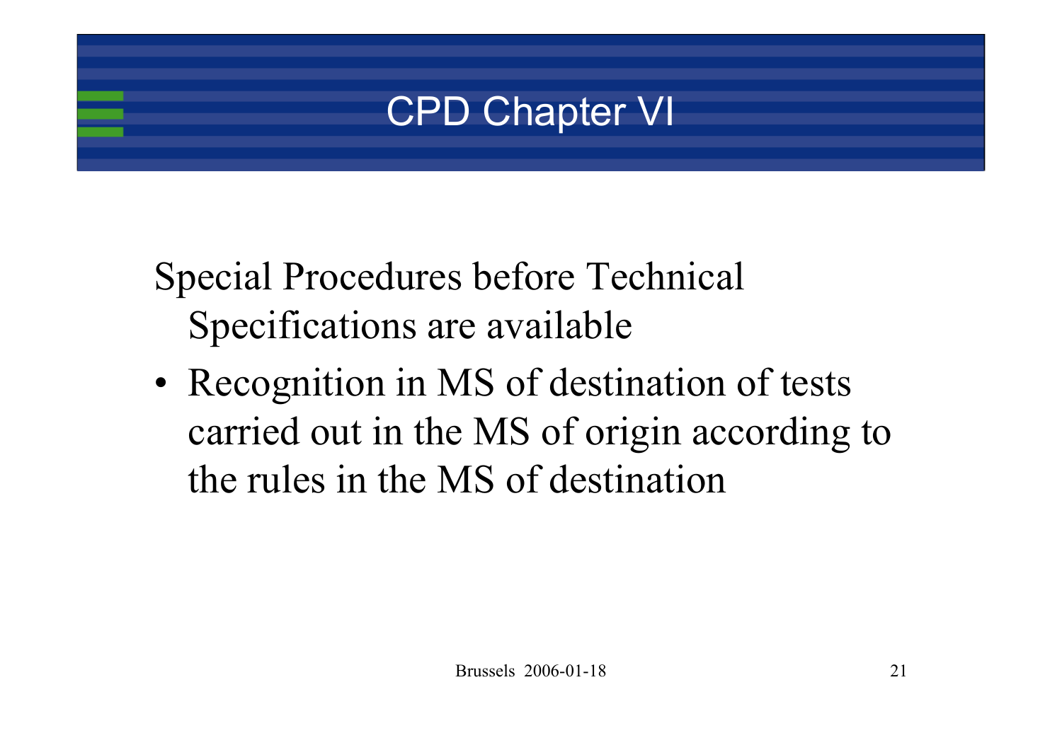# CPD Chapter VI

Special Procedures before Technical Specifications are available

- Recognition in MS of destination of tests carried out in the MS of origin according to the rules in the MS of destination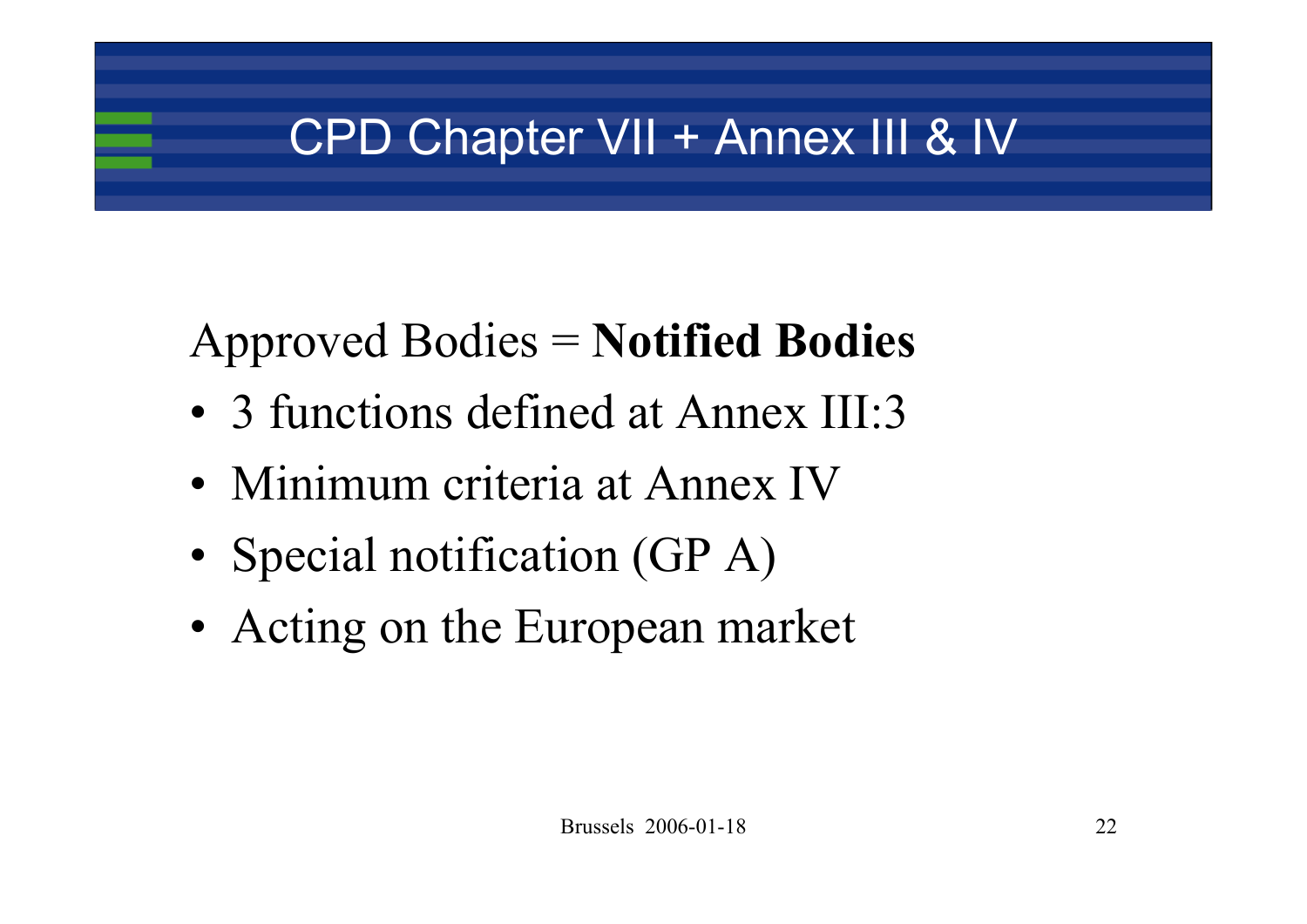# CPD Chapter VII + Annex III & IV

Approved Bodies = **Notified Bodies**

- 3 functions defined at Annex III:3
- Minimum criteria at Annex IV
- Special notification (GP A)
- Acting on the European market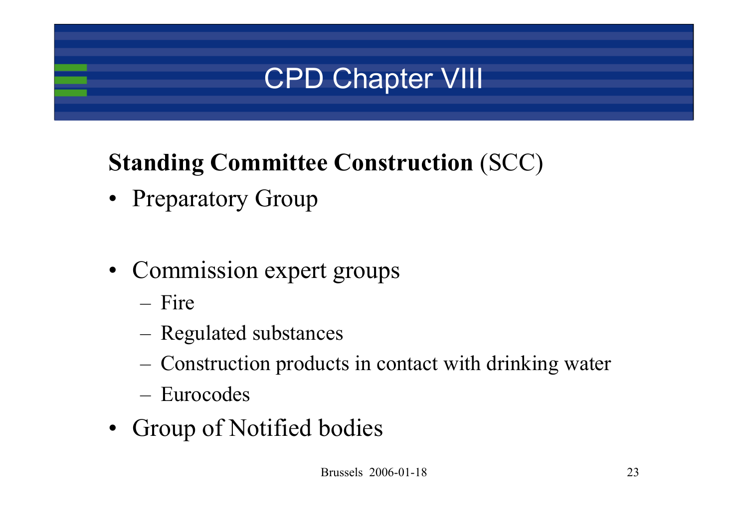# CPD Chapter VIII

**Standing Committee Construction** (SCC)

- Preparatory Group

- Commission expert groups
  - Fire
  - Regulated substances
  - Construction products in contact with drinking water
  - Eurocodes
- Group of Notified bodies

Brussels 2006-01-18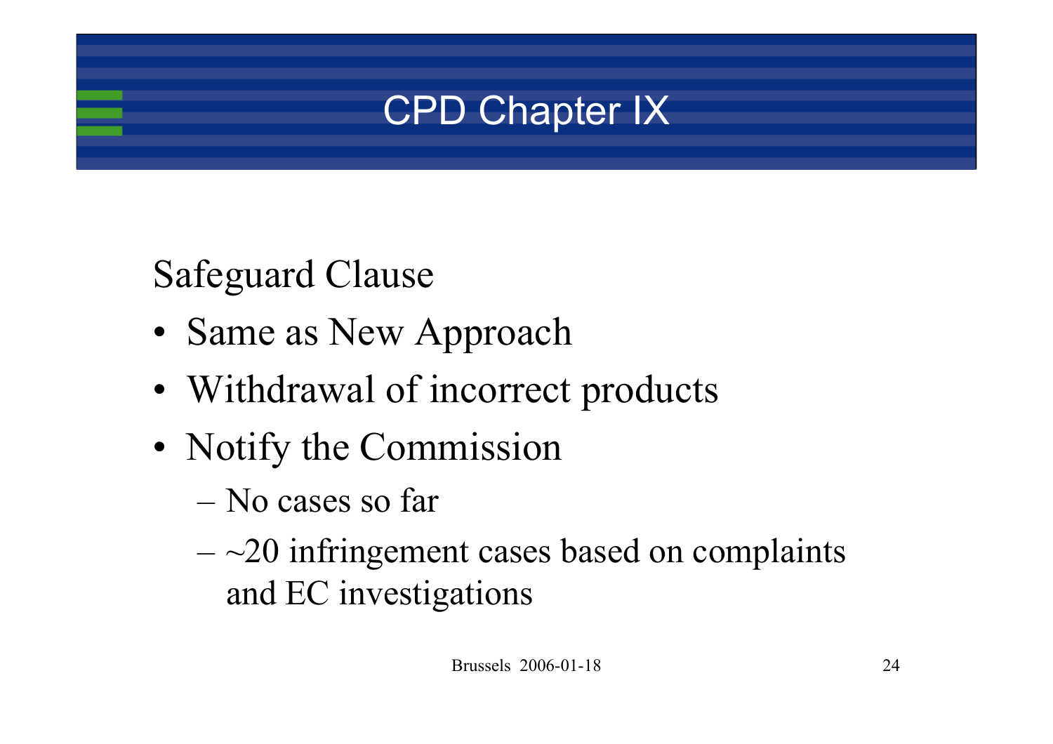# CPD Chapter IX

Safeguard Clause

- Same as New Approach
- Withdrawal of incorrect products
- Notify the Commission
  - No cases so far
  - ~20 infringement cases based on complaints and EC investigations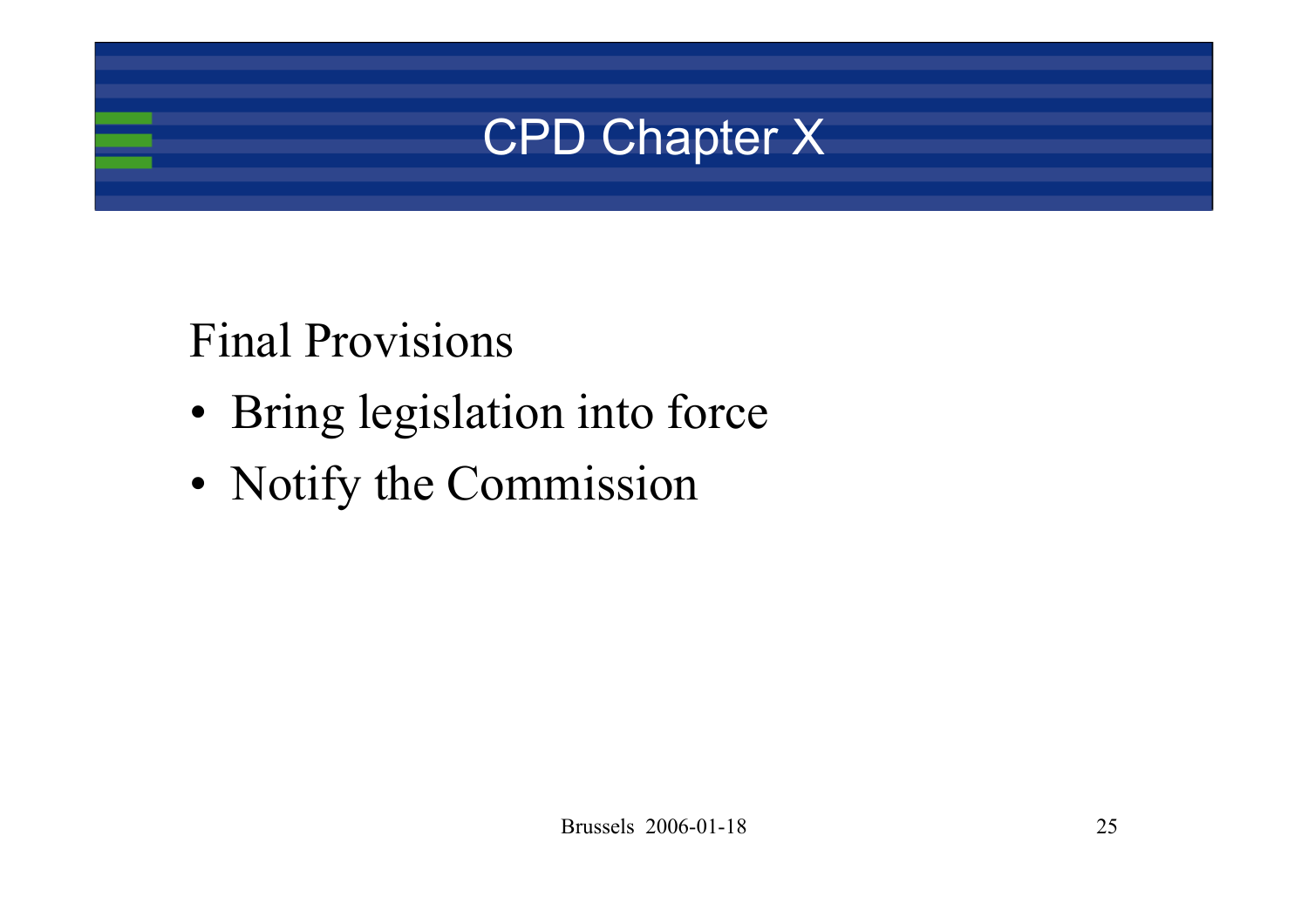# CPD Chapter X

Final Provisions

- Bring legislation into force
- Notify the Commission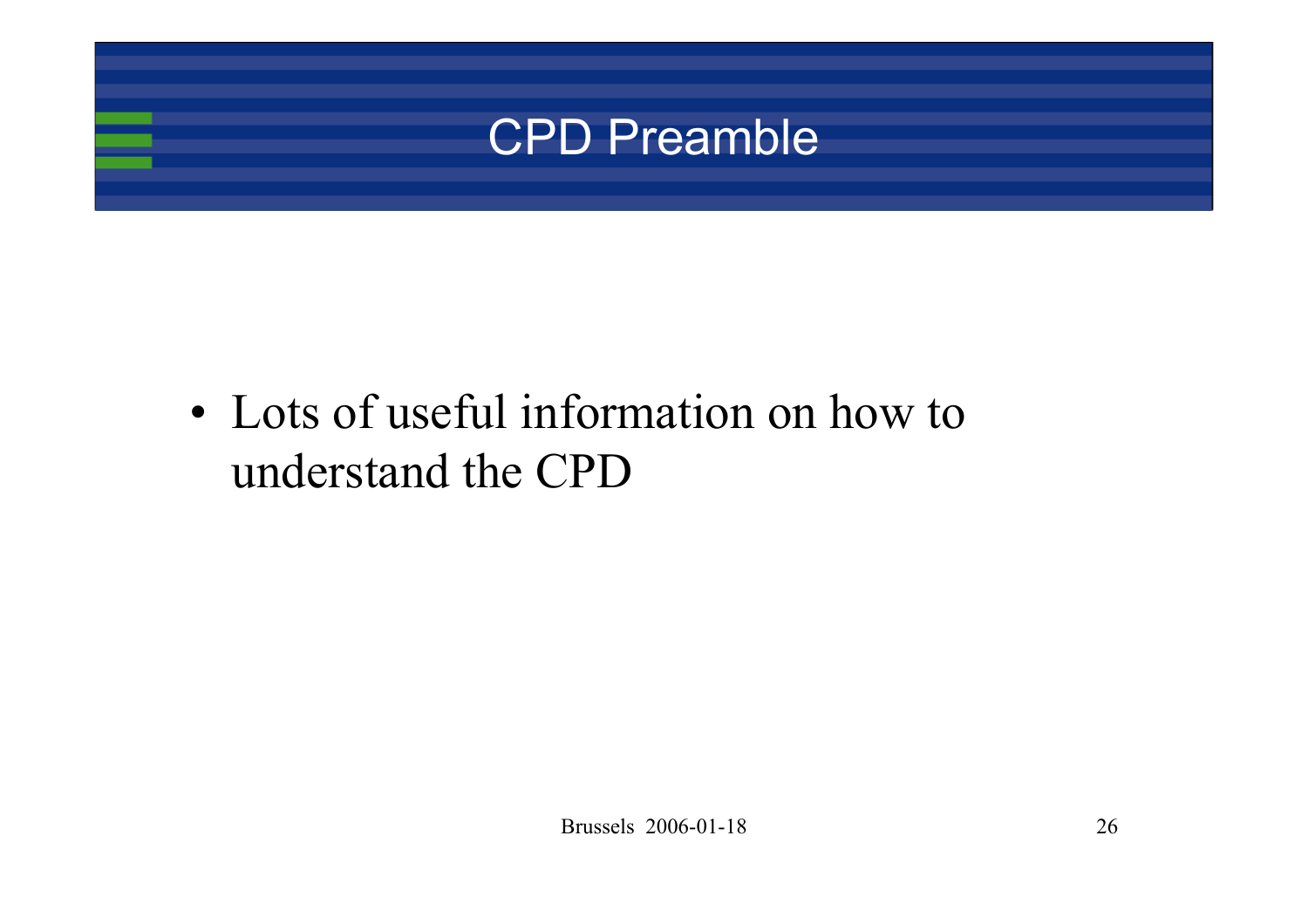# CPD Preamble

- Lots of useful information on how to understand the CPD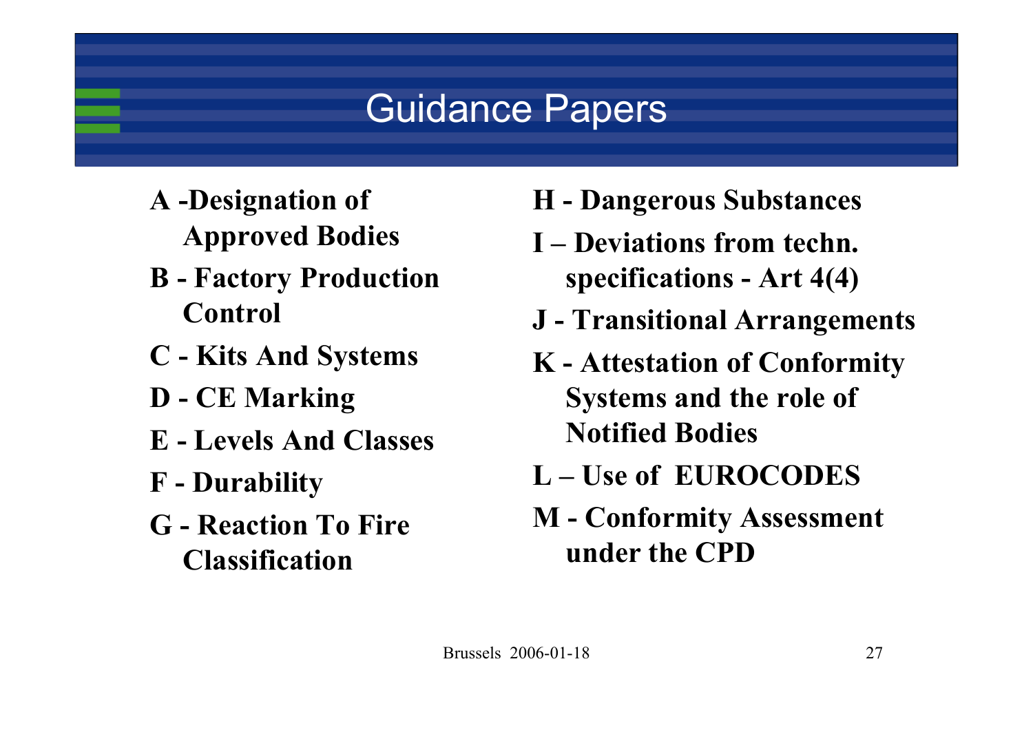# Guidance Papers

- **A -Designation of Approved Bodies**
- **B - Factory Production Control**
- **C - Kits And Systems**
- **D - CE Marking**
- **E - Levels And Classes**
- **F - Durability**
- **G - Reaction To Fire Classification**
- **H - Dangerous Substances**
- **I – Deviations from techn. specifications - Art 4(4)**
- **J - Transitional Arrangements**
- **K - Attestation of Conformity Systems and the role of Notified Bodies**
- **L – Use of EUROCODES**
- **M - Conformity Assessment under the CPD**

Brussels 2006-01-18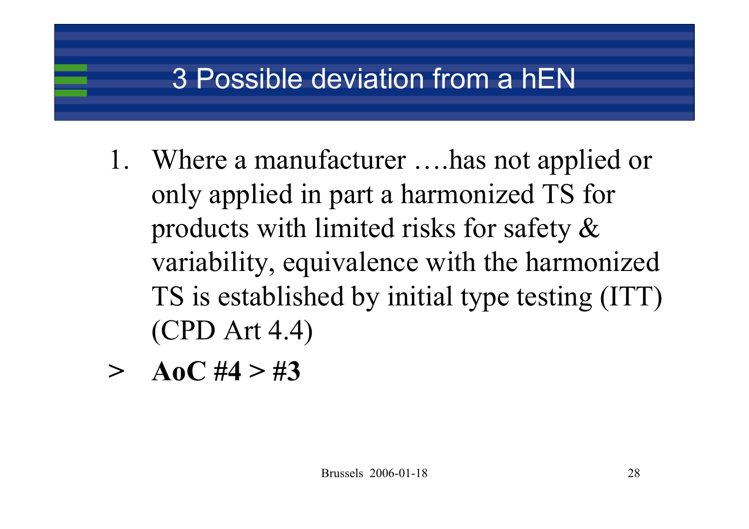# 3 Possible deviation from a hEN

1. Where a manufacturer ….has not applied or only applied in part a harmonized TS for products with limited risks for safety & variability, equivalence with the harmonized TS is established by initial type testing (ITT) (CPD Art 4.4)

> **AoC #4 > #3**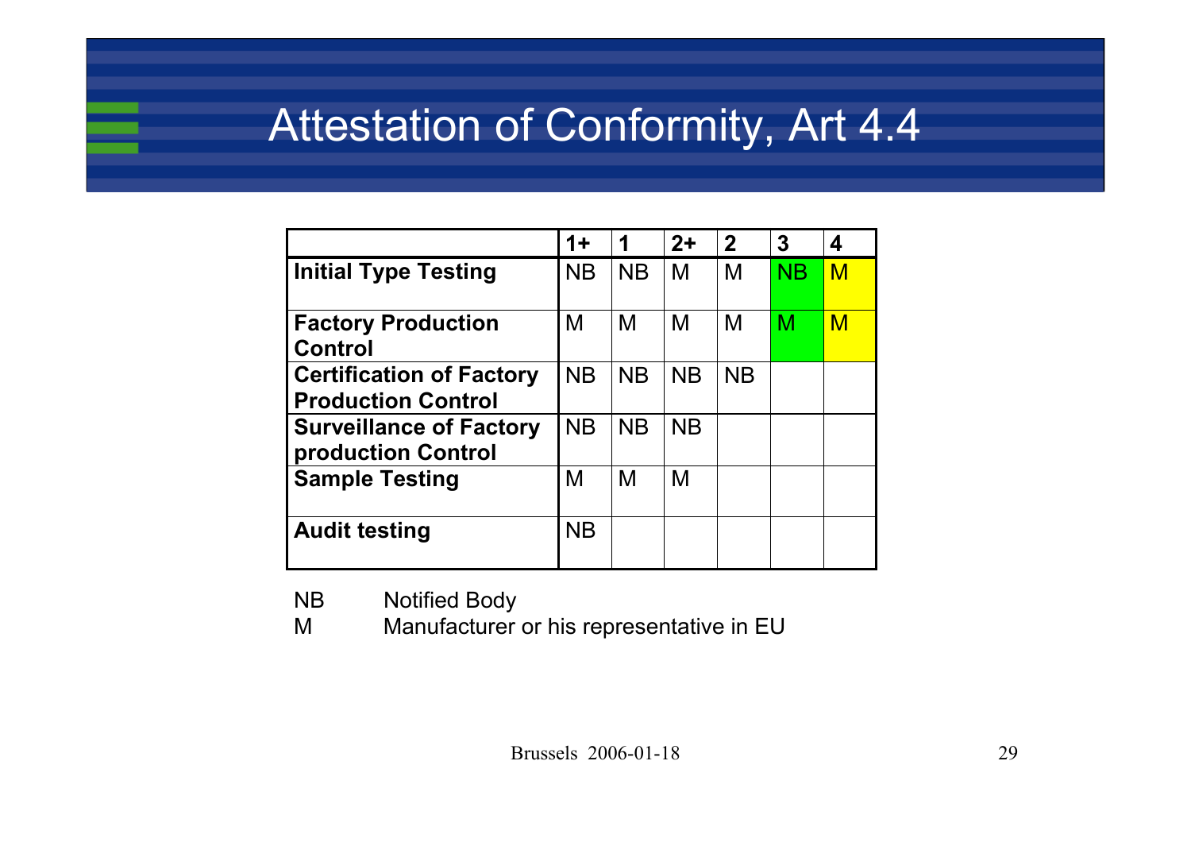# Attestation of Conformity, Art 4.4

| | 1+ | 1 | 2+ | 2 | 3 | 4 |
|---|---|---|---|---|---|---|
| **Initial Type Testing** | NB | NB | M | M | NB | M |
| **Factory Production Control** | M | M | M | M | M | M |
| **Certification of Factory Production Control** | NB | NB | NB | NB | | |
| **Surveillance of Factory production Control** | NB | NB | NB | | | |
| **Sample Testing** | M | M | M | | | |
| **Audit testing** | NB | | | | | |

NB  Notified Body

M  Manufacturer or his representative in EU

Brussels 2006-01-18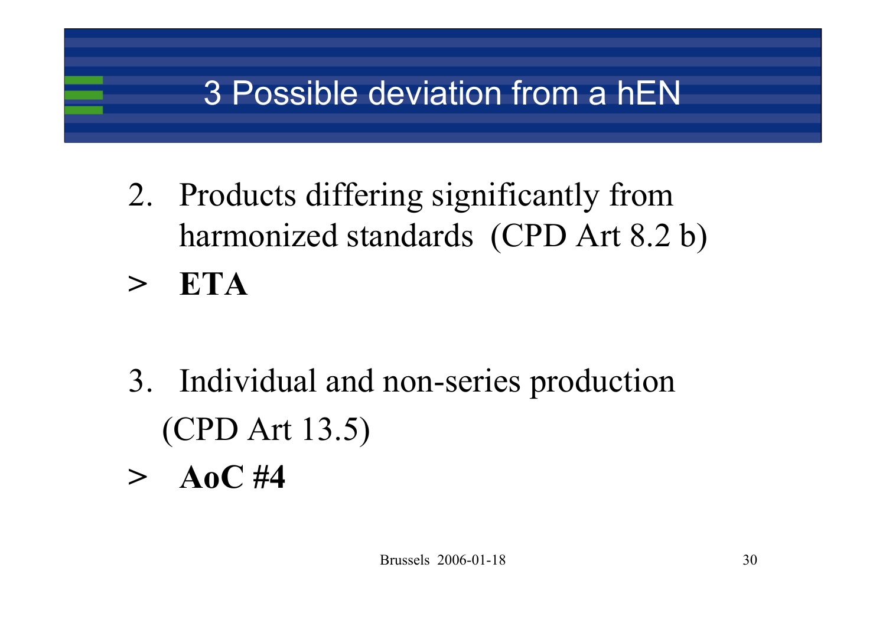# 3 Possible deviation from a hEN

2. Products differing significantly from harmonized standards (CPD Art 8.2 b)

> **ETA**

3. Individual and non-series production (CPD Art 13.5)

> **AoC #4**

Brussels 2006-01-18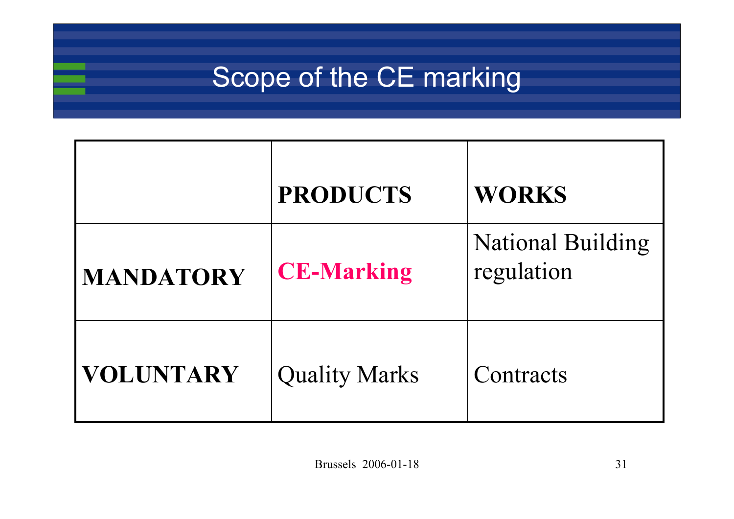# Scope of the CE marking

| | **PRODUCTS** | **WORKS** |
|---|---|---|
| **MANDATORY** | **CE-Marking** | National Building regulation |
| **VOLUNTARY** | Quality Marks | Contracts |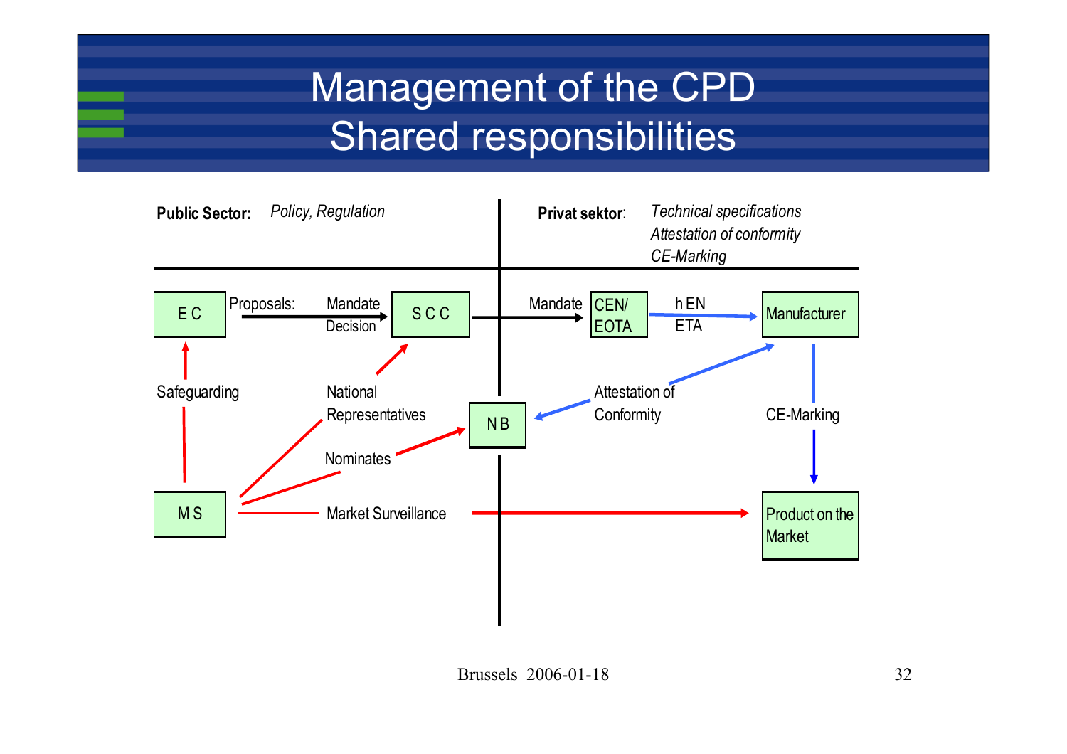# Management of the CPD
## Shared responsibilities

**Public Sector:** *Policy, Regulation*

**Privat sektor**: *Technical specifications*
*Attestation of conformity*
*CE-Marking*

E C

Proposals: Mandate
Decision

S C C

Mandate

CEN/
EOTA

h EN
ETA

Manufacturer

Safeguarding

National
Representatives

N B

Attestation of
Conformity

CE-Marking

Nominates

M S

Market Surveillance

Product on the
Market

Brussels 2006-01-18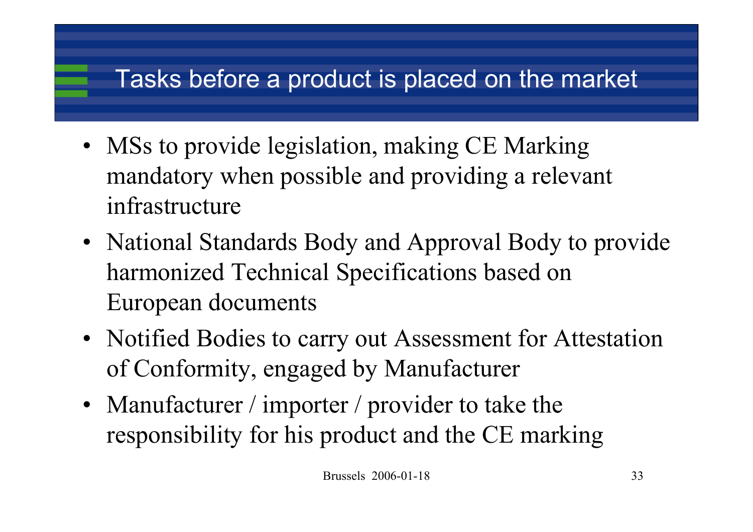# Tasks before a product is placed on the market

- MSs to provide legislation, making CE Marking mandatory when possible and providing a relevant infrastructure
- National Standards Body and Approval Body to provide harmonized Technical Specifications based on European documents
- Notified Bodies to carry out Assessment for Attestation of Conformity, engaged by Manufacturer
- Manufacturer / importer / provider to take the responsibility for his product and the CE marking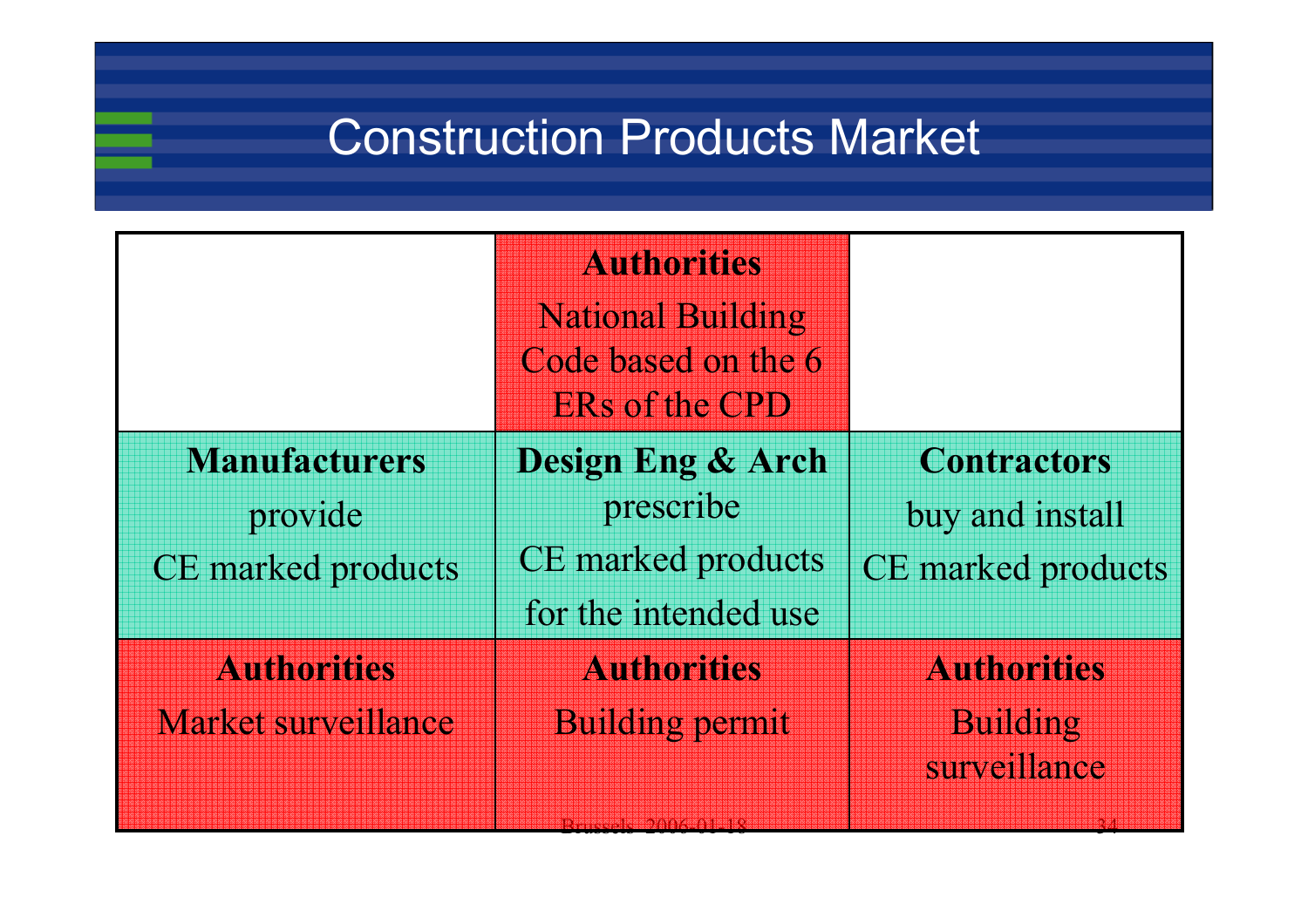# Construction Products Market

| | **Authorities**<br>National Building Code based on the 6 ERs of the CPD | |
|---|---|---|
| **Manufacturers**<br>provide<br>CE marked products | **Design Eng & Arch**<br>prescribe<br>CE marked products<br>for the intended use | **Contractors**<br>buy and install<br>CE marked products |
| **Authorities**<br>Market surveillance | **Authorities**<br>Building permit | **Authorities**<br>Building surveillance |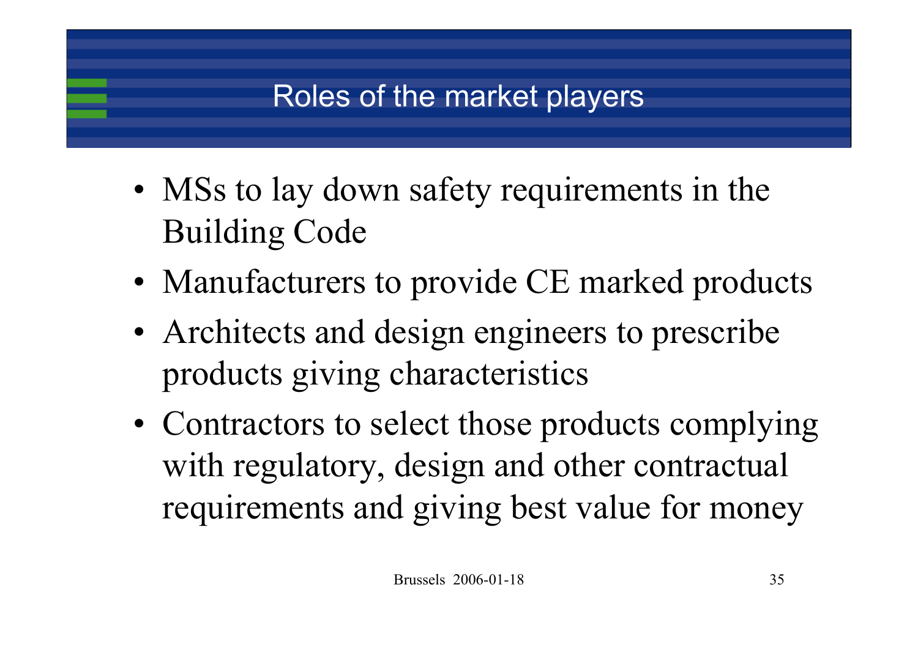# Roles of the market players

- MSs to lay down safety requirements in the Building Code
- Manufacturers to provide CE marked products
- Architects and design engineers to prescribe products giving characteristics
- Contractors to select those products complying with regulatory, design and other contractual requirements and giving best value for money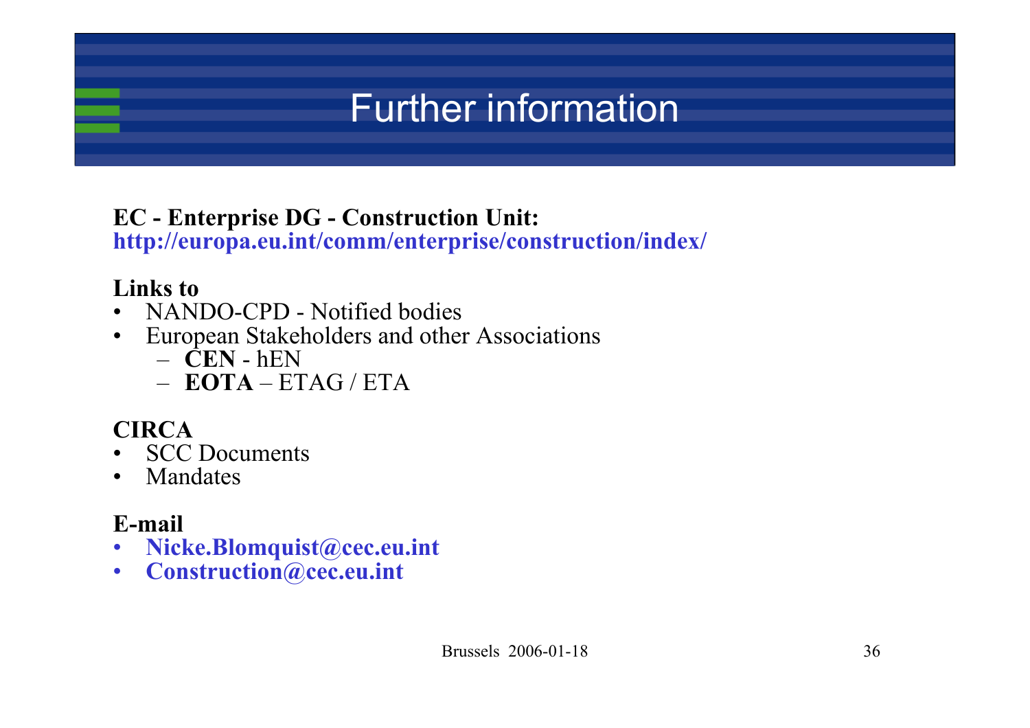# Further information

**EC - Enterprise DG - Construction Unit:**
**http://europa.eu.int/comm/enterprise/construction/index/**

**Links to**

- NANDO-CPD - Notified bodies
- European Stakeholders and other Associations
  - **CEN** - hEN
  - **EOTA** – ETAG / ETA

**CIRCA**

- SCC Documents
- Mandates

**E-mail**

- **Nicke.Blomquist@cec.eu.int**
- **Construction@cec.eu.int**

Brussels 2006-01-18